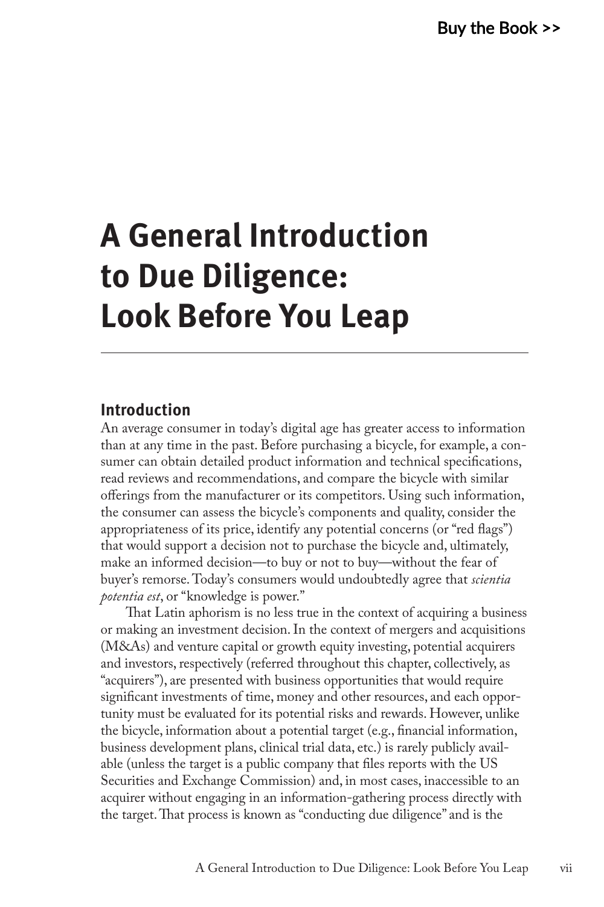# A General Introduction to Due Diligence: Look Before You Leap

## Introduction

An average consumer in today's digital age has greater access to information than at any time in the past. Before purchasing a bicycle, for example, a consumer can obtain detailed product information and technical specifications, read reviews and recommendations, and compare the bicycle with similar offerings from the manufacturer or its competitors. Using such information, the consumer can assess the bicycle's components and quality, consider the appropriateness of its price, identify any potential concerns (or "red flags") that would support a decision not to purchase the bicycle and, ultimately, make an informed decision—to buy or not to buy—without the fear of buyer's remorse. Today's consumers would undoubtedly agree that *scientia potentia est*, or "knowledge is power."

That Latin aphorism is no less true in the context of acquiring a business or making an investment decision. In the context of mergers and acquisitions (M&As) and venture capital or growth equity investing, potential acquirers and investors, respectively (referred throughout this chapter, collectively, as "acquirers"), are presented with business opportunities that would require significant investments of time, money and other resources, and each opportunity must be evaluated for its potential risks and rewards. However, unlike the bicycle, information about a potential target (e.g., financial information, business development plans, clinical trial data, etc.) is rarely publicly available (unless the target is a public company that files reports with the US Securities and Exchange Commission) and, in most cases, inaccessible to an acquirer without engaging in an information-gathering process directly with the target. That process is known as "conducting due diligence" and is the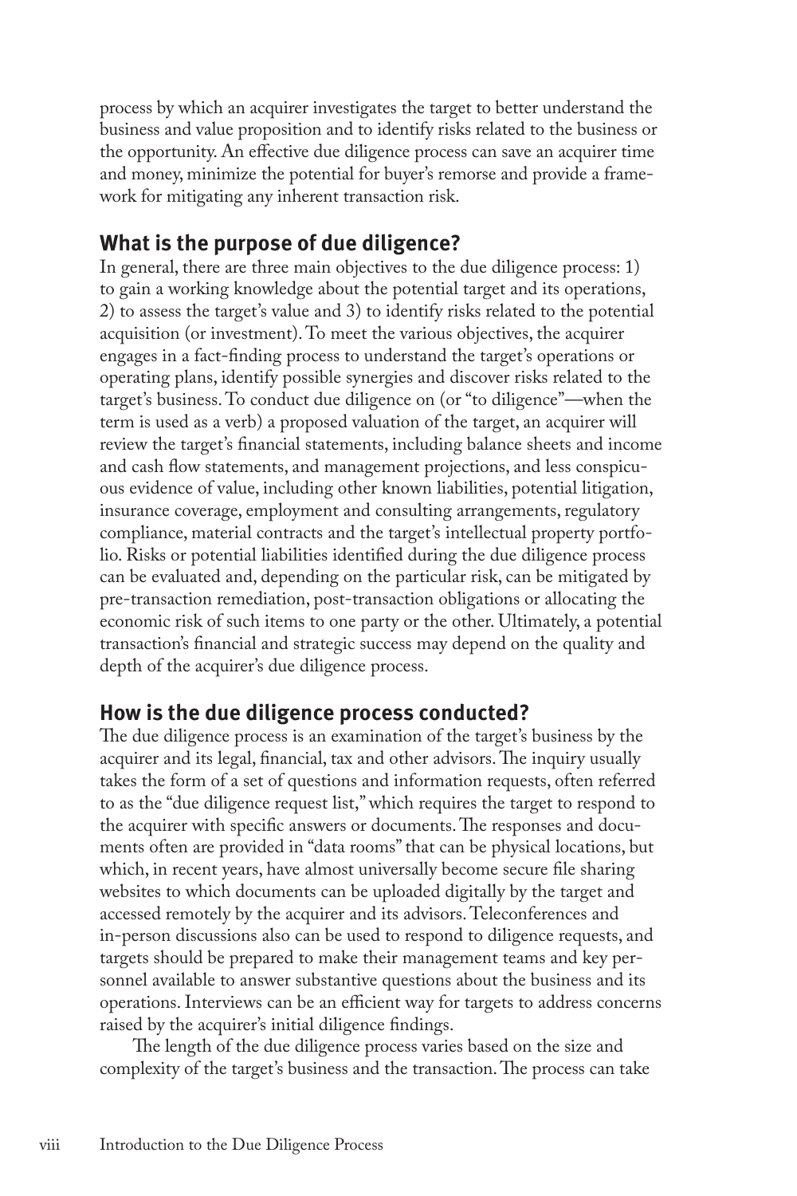process by which an acquirer investigates the target to better understand the business and value proposition and to identify risks related to the business or the opportunity. An effective due diligence process can save an acquirer time and money, minimize the potential for buyer's remorse and provide a framework for mitigating any inherent transaction risk.

## What is the purpose of due diligence?

In general, there are three main objectives to the due diligence process: 1) to gain a working knowledge about the potential target and its operations, 2) to assess the target's value and 3) to identify risks related to the potential acquisition (or investment). To meet the various objectives, the acquirer engages in a fact-finding process to understand the target's operations or operating plans, identify possible synergies and discover risks related to the target's business. To conduct due diligence on (or "to diligence"—when the term is used as a verb) a proposed valuation of the target, an acquirer will review the target's financial statements, including balance sheets and income and cash flow statements, and management projections, and less conspicuous evidence of value, including other known liabilities, potential litigation, insurance coverage, employment and consulting arrangements, regulatory compliance, material contracts and the target's intellectual property portfolio. Risks or potential liabilities identified during the due diligence process can be evaluated and, depending on the particular risk, can be mitigated by pre-transaction remediation, post-transaction obligations or allocating the economic risk of such items to one party or the other. Ultimately, a potential transaction's financial and strategic success may depend on the quality and depth of the acquirer's due diligence process.

## How is the due diligence process conducted?

The due diligence process is an examination of the target's business by the acquirer and its legal, financial, tax and other advisors. The inquiry usually takes the form of a set of questions and information requests, often referred to as the "due diligence request list," which requires the target to respond to the acquirer with specific answers or documents. The responses and documents often are provided in "data rooms" that can be physical locations, but which, in recent years, have almost universally become secure file sharing websites to which documents can be uploaded digitally by the target and accessed remotely by the acquirer and its advisors. Teleconferences and in-person discussions also can be used to respond to diligence requests, and targets should be prepared to make their management teams and key personnel available to answer substantive questions about the business and its operations. Interviews can be an efficient way for targets to address concerns raised by the acquirer's initial diligence findings.

The length of the due diligence process varies based on the size and complexity of the target's business and the transaction. The process can take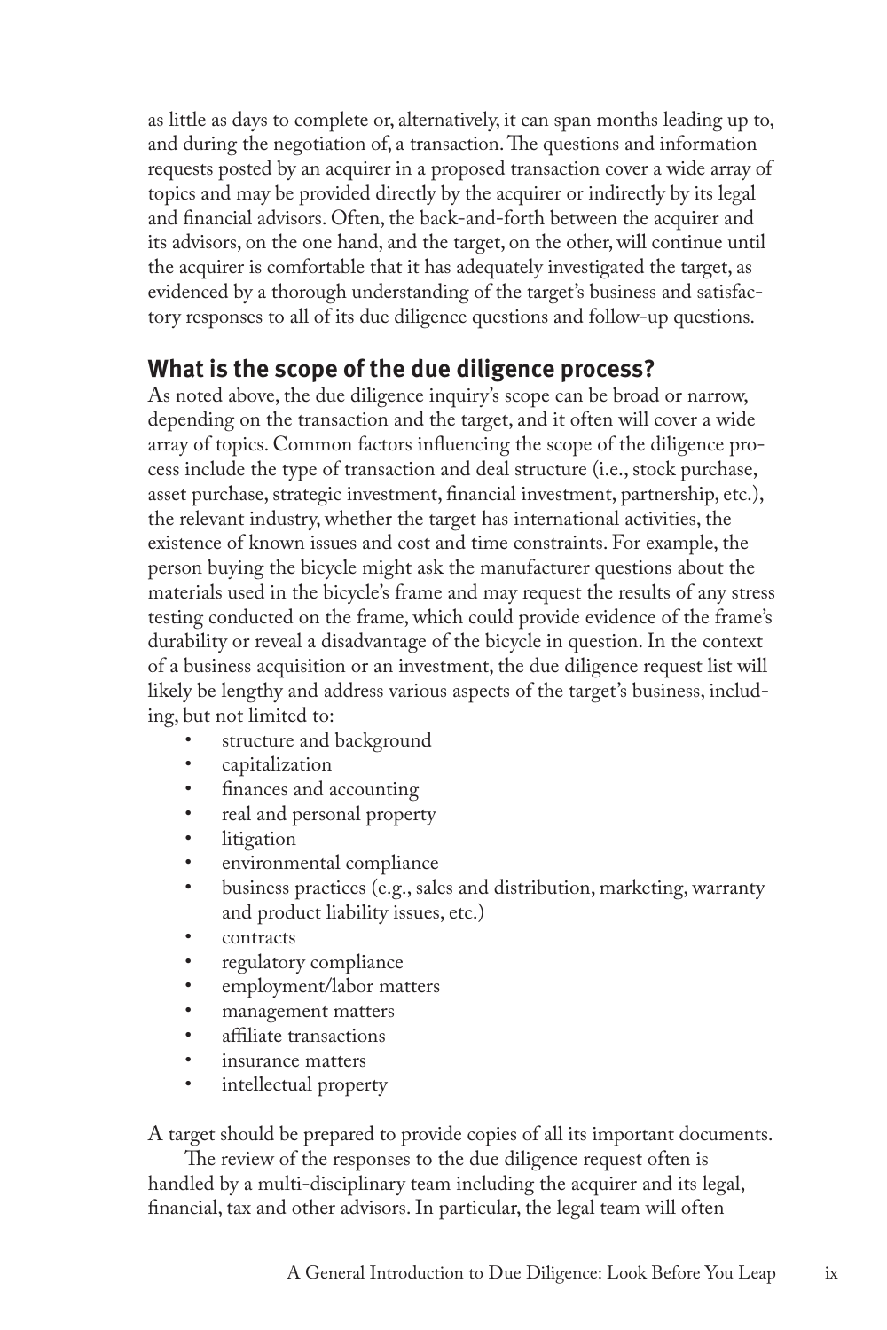as little as days to complete or, alternatively, it can span months leading up to, and during the negotiation of, a transaction. The questions and information requests posted by an acquirer in a proposed transaction cover a wide array of topics and may be provided directly by the acquirer or indirectly by its legal and financial advisors. Often, the back-and-forth between the acquirer and its advisors, on the one hand, and the target, on the other, will continue until the acquirer is comfortable that it has adequately investigated the target, as evidenced by a thorough understanding of the target's business and satisfactory responses to all of its due diligence questions and follow-up questions.

## What is the scope of the due diligence process?

As noted above, the due diligence inquiry's scope can be broad or narrow, depending on the transaction and the target, and it often will cover a wide array of topics. Common factors influencing the scope of the diligence process include the type of transaction and deal structure (i.e., stock purchase, asset purchase, strategic investment, financial investment, partnership, etc.), the relevant industry, whether the target has international activities, the existence of known issues and cost and time constraints. For example, the person buying the bicycle might ask the manufacturer questions about the materials used in the bicycle's frame and may request the results of any stress testing conducted on the frame, which could provide evidence of the frame's durability or reveal a disadvantage of the bicycle in question. In the context of a business acquisition or an investment, the due diligence request list will likely be lengthy and address various aspects of the target's business, including, but not limited to:

- structure and background
- capitalization
- finances and accounting
- real and personal property
- litigation
- environmental compliance
- business practices (e.g., sales and distribution, marketing, warranty and product liability issues, etc.)
- contracts
- regulatory compliance
- employment/labor matters
- management matters
- affiliate transactions
- insurance matters
- intellectual property

A target should be prepared to provide copies of all its important documents.

The review of the responses to the due diligence request often is handled by a multi-disciplinary team including the acquirer and its legal, financial, tax and other advisors. In particular, the legal team will often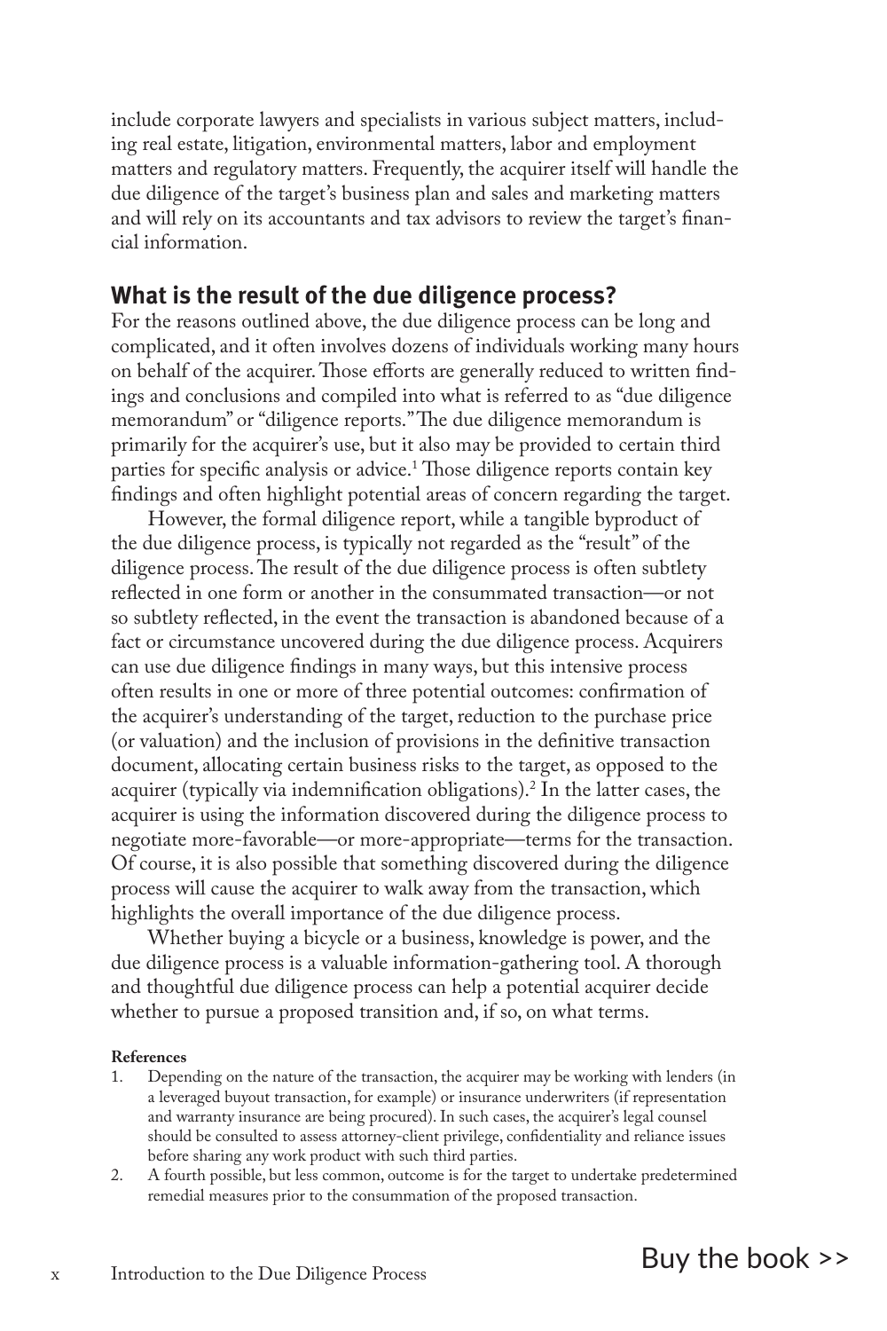include corporate lawyers and specialists in various subject matters, including real estate, litigation, environmental matters, labor and employment matters and regulatory matters. Frequently, the acquirer itself will handle the due diligence of the target's business plan and sales and marketing matters and will rely on its accountants and tax advisors to review the target's financial information.

## What is the result of the due diligence process?

For the reasons outlined above, the due diligence process can be long and complicated, and it often involves dozens of individuals working many hours on behalf of the acquirer. Those efforts are generally reduced to written findings and conclusions and compiled into what is referred to as "due diligence memorandum" or "diligence reports." The due diligence memorandum is primarily for the acquirer's use, but it also may be provided to certain third parties for specific analysis or advice.[1] Those diligence reports contain key findings and often highlight potential areas of concern regarding the target.

However, the formal diligence report, while a tangible byproduct of the due diligence process, is typically not regarded as the "result" of the diligence process. The result of the due diligence process is often subtlety reflected in one form or another in the consummated transaction—or not so subtlety reflected, in the event the transaction is abandoned because of a fact or circumstance uncovered during the due diligence process. Acquirers can use due diligence findings in many ways, but this intensive process often results in one or more of three potential outcomes: confirmation of the acquirer's understanding of the target, reduction to the purchase price (or valuation) and the inclusion of provisions in the definitive transaction document, allocating certain business risks to the target, as opposed to the acquirer (typically via indemnification obligations).[2] In the latter cases, the acquirer is using the information discovered during the diligence process to negotiate more-favorable—or more-appropriate—terms for the transaction. Of course, it is also possible that something discovered during the diligence process will cause the acquirer to walk away from the transaction, which highlights the overall importance of the due diligence process.

Whether buying a bicycle or a business, knowledge is power, and the due diligence process is a valuable information-gathering tool. A thorough and thoughtful due diligence process can help a potential acquirer decide whether to pursue a proposed transition and, if so, on what terms.

**References**

1. Depending on the nature of the transaction, the acquirer may be working with lenders (in a leveraged buyout transaction, for example) or insurance underwriters (if representation and warranty insurance are being procured). In such cases, the acquirer's legal counsel should be consulted to assess attorney-client privilege, confidentiality and reliance issues before sharing any work product with such third parties.
2. A fourth possible, but less common, outcome is for the target to undertake predetermined remedial measures prior to the consummation of the proposed transaction.

Buy the book >>